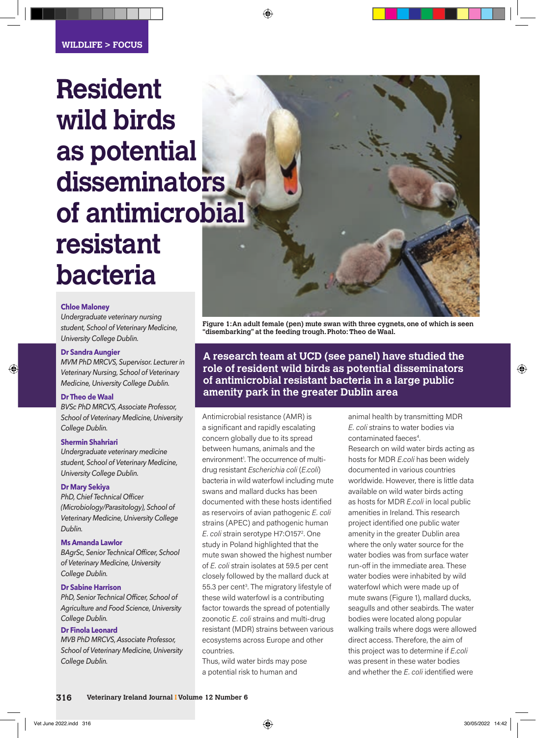WILDLIFE > FOCUS

# Resident wild birds as potential disseminators of antimicrobial resistant bacteria

**Chloe Maloney**
*Undergraduate veterinary nursing student, School of Veterinary Medicine, University College Dublin.*

**Dr Sandra Aungier**
*MVM PhD MRCVS, Supervisor. Lecturer in Veterinary Nursing, School of Veterinary Medicine, University College Dublin.*

**Dr Theo de Waal**
*BVSc PhD MRCVS, Associate Professor, School of Veterinary Medicine, University College Dublin.*

**Shermin Shahriari**
*Undergraduate veterinary medicine student, School of Veterinary Medicine, University College Dublin.*

**Dr Mary Sekiya**
*PhD, Chief Technical Officer (Microbiology/Parasitology), School of Veterinary Medicine, University College Dublin.*

**Ms Amanda Lawlor**
*BAgrSc, Senior Technical Officer, School of Veterinary Medicine, University College Dublin.*

**Dr Sabine Harrison**
*PhD, Senior Technical Officer, School of Agriculture and Food Science, University College Dublin.*

**Dr Finola Leonard**
*MVB PhD MRCVS, Associate Professor, School of Veterinary Medicine, University College Dublin.*

**Figure 1: An adult female (pen) mute swan with three cygnets, one of which is seen "disembarking" at the feeding trough. Photo: Theo de Waal.**

**A research team at UCD (see panel) have studied the role of resident wild birds as potential disseminators of antimicrobial resistant bacteria in a large public amenity park in the greater Dublin area**

Antimicrobial resistance (AMR) is a significant and rapidly escalating concern globally due to its spread between humans, animals and the environment[1]. The occurrence of multi-drug resistant *Escherichia coli* (*E.coli*) bacteria in wild waterfowl including mute swans and mallard ducks has been documented with these hosts identified as reservoirs of avian pathogenic *E. coli* strains (APEC) and pathogenic human *E. coli* strain serotype H7:O157[2]. One study in Poland highlighted that the mute swan showed the highest number of *E. coli* strain isolates at 59.5 per cent closely followed by the mallard duck at 55.3 per cent[3]. The migratory lifestyle of these wild waterfowl is a contributing factor towards the spread of potentially zoonotic *E. coli* strains and multi-drug resistant (MDR) strains between various ecosystems across Europe and other countries.

Thus, wild water birds may pose a potential risk to human and animal health by transmitting MDR *E. coli* strains to water bodies via contaminated faeces[4].

Research on wild water birds acting as hosts for MDR *E.coli* has been widely documented in various countries worldwide. However, there is little data available on wild water birds acting as hosts for MDR *E.coli* in local public amenities in Ireland. This research project identified one public water amenity in the greater Dublin area where the only water source for the water bodies was from surface water run-off in the immediate area. These water bodies were inhabited by wild waterfowl which were made up of mute swans (Figure 1), mallard ducks, seagulls and other seabirds. The water bodies were located along popular walking trails where dogs were allowed direct access. Therefore, the aim of this project was to determine if *E.coli* was present in these water bodies and whether the *E. coli* identified were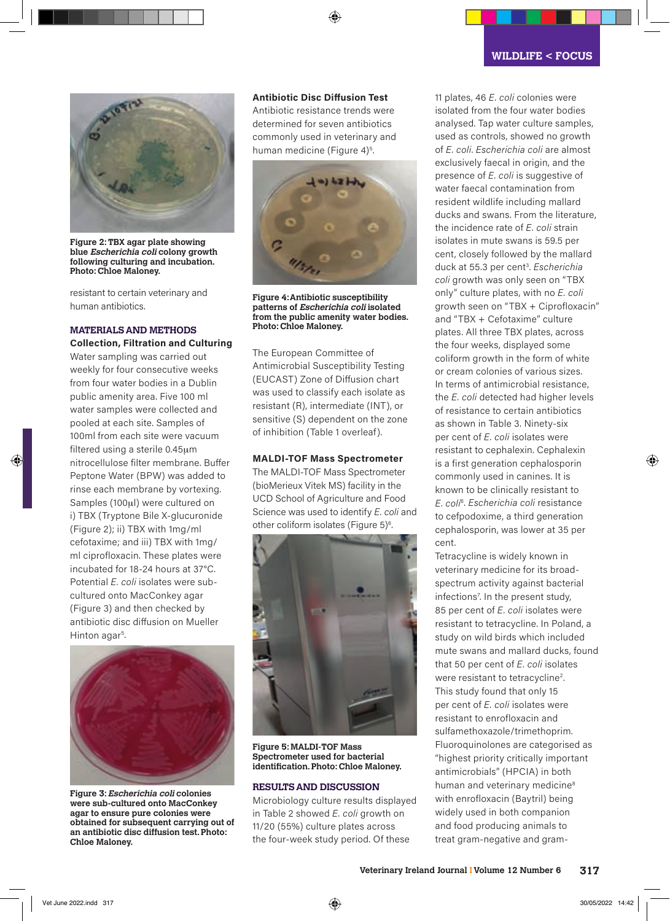Figure 2: TBX agar plate showing blue *Escherichia coli* colony growth following culturing and incubation. Photo: Chloe Maloney.

resistant to certain veterinary and human antibiotics.

## MATERIALS AND METHODS

### Collection, Filtration and Culturing

Water sampling was carried out weekly for four consecutive weeks from four water bodies in a Dublin public amenity area. Five 100 ml water samples were collected and pooled at each site. Samples of 100ml from each site were vacuum filtered using a sterile 0.45μm nitrocellulose filter membrane. Buffer Peptone Water (BPW) was added to rinse each membrane by vortexing. Samples (100μl) were cultured on i) TBX (Tryptone Bile X-glucuronide (Figure 2); ii) TBX with 1mg/ml cefotaxime; and iii) TBX with 1mg/ml ciprofloxacin. These plates were incubated for 18-24 hours at 37°C. Potential *E. coli* isolates were sub-cultured onto MacConkey agar (Figure 3) and then checked by antibiotic disc diffusion on Mueller Hinton agar[5].

Figure 3: *Escherichia coli* colonies were sub-cultured onto MacConkey agar to ensure pure colonies were obtained for subsequent carrying out of an antibiotic disc diffusion test. Photo: Chloe Maloney.

### Antibiotic Disc Diffusion Test

Antibiotic resistance trends were determined for seven antibiotics commonly used in veterinary and human medicine (Figure 4)[5].

Figure 4: Antibiotic susceptibility patterns of *Escherichia coli* isolated from the public amenity water bodies. Photo: Chloe Maloney.

The European Committee of Antimicrobial Susceptibility Testing (EUCAST) Zone of Diffusion chart was used to classify each isolate as resistant (R), intermediate (INT), or sensitive (S) dependent on the zone of inhibition (Table 1 overleaf).

### MALDI-TOF Mass Spectrometer

The MALDI-TOF Mass Spectrometer (bioMerieux Vitek MS) facility in the UCD School of Agriculture and Food Science was used to identify *E. coli* and other coliform isolates (Figure 5)[6].

Figure 5: MALDI-TOF Mass Spectrometer used for bacterial identification. Photo: Chloe Maloney.

## RESULTS AND DISCUSSION

Microbiology culture results displayed in Table 2 showed *E. coli* growth on 11/20 (55%) culture plates across the four-week study period. Of these 11 plates, 46 *E. coli* colonies were isolated from the four water bodies analysed. Tap water culture samples, used as controls, showed no growth of *E. coli*. *Escherichia coli* are almost exclusively faecal in origin, and the presence of *E. coli* is suggestive of water faecal contamination from resident wildlife including mallard ducks and swans. From the literature, the incidence rate of *E. coli* strain isolates in mute swans is 59.5 per cent, closely followed by the mallard duck at 55.3 per cent[3]. *Escherichia coli* growth was only seen on "TBX only" culture plates, with no *E. coli* growth seen on "TBX + Ciprofloxacin" and "TBX + Cefotaxime" culture plates. All three TBX plates, across the four weeks, displayed some coliform growth in the form of white or cream colonies of various sizes. In terms of antimicrobial resistance, the *E. coli* detected had higher levels of resistance to certain antibiotics as shown in Table 3. Ninety-six per cent of *E. coli* isolates were resistant to cephalexin. Cephalexin is a first generation cephalosporin commonly used in canines. It is known to be clinically resistant to *E. coli*[6]. *Escherichia coli* resistance to cefpodoxime, a third generation cephalosporin, was lower at 35 per cent.

Tetracycline is widely known in veterinary medicine for its broad-spectrum activity against bacterial infections[7]. In the present study, 85 per cent of *E. coli* isolates were resistant to tetracycline. In Poland, a study on wild birds which included mute swans and mallard ducks, found that 50 per cent of *E. coli* isolates were resistant to tetracycline[2]. This study found that only 15 per cent of *E. coli* isolates were resistant to enrofloxacin and sulfamethoxazole/trimethoprim. Fluoroquinolones are categorised as "highest priority critically important antimicrobials" (HPCIA) in both human and veterinary medicine[8] with enrofloxacin (Baytril) being widely used in both companion and food producing animals to treat gram-negative and gram-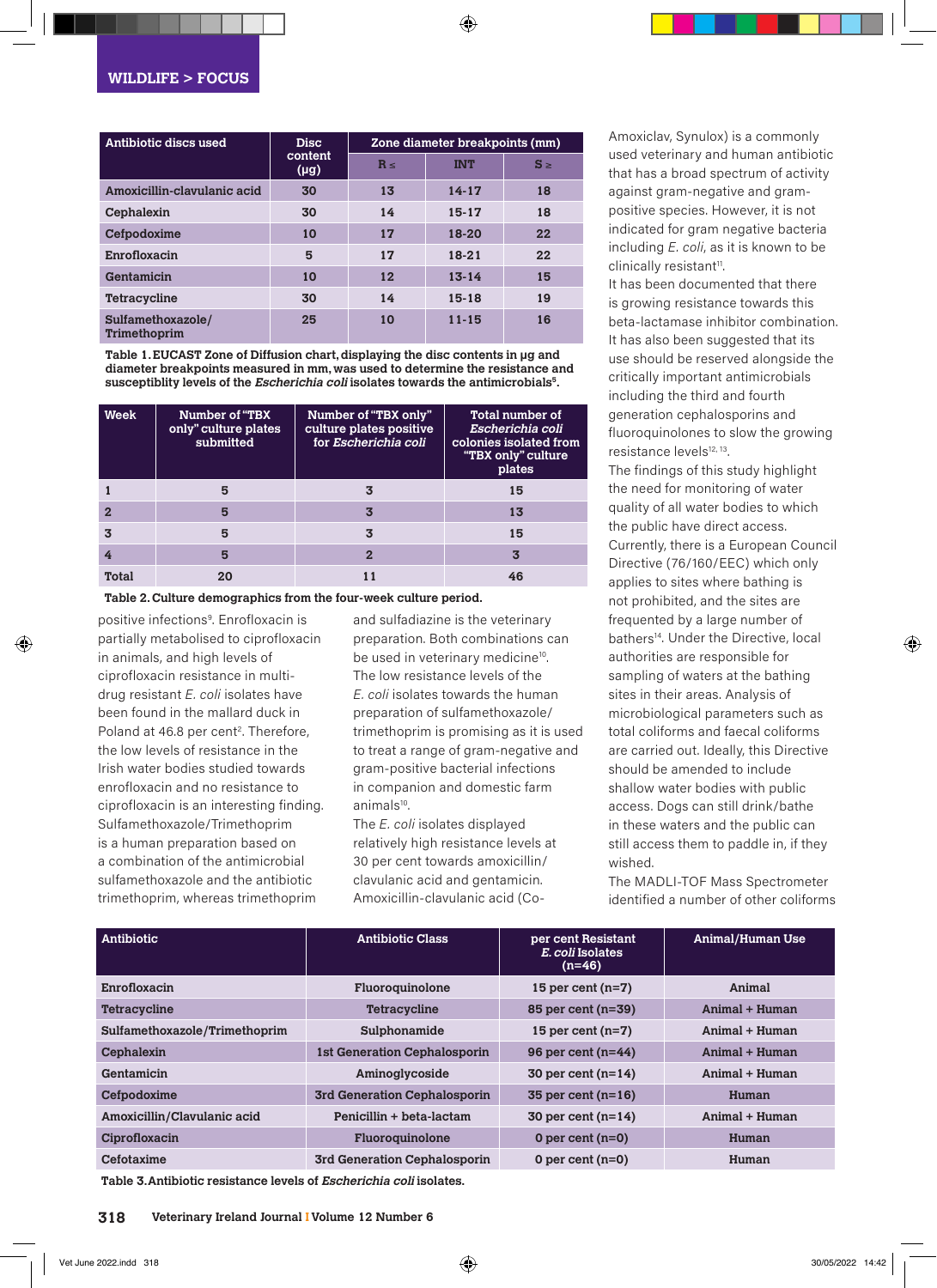| Antibiotic discs used | Disc content (µg) | Zone diameter breakpoints (mm) | | |
|---|---|---|---|---|
| | | R ≤ | INT | S ≥ |
| Amoxicillin-clavulanic acid | 30 | 13 | 14-17 | 18 |
| Cephalexin | 30 | 14 | 15-17 | 18 |
| Cefpodoxime | 10 | 17 | 18-20 | 22 |
| Enrofloxacin | 5 | 17 | 18-21 | 22 |
| Gentamicin | 10 | 12 | 13-14 | 15 |
| Tetracycline | 30 | 14 | 15-18 | 19 |
| Sulfamethoxazole/ Trimethoprim | 25 | 10 | 11-15 | 16 |

**Table 1. EUCAST Zone of Diffusion chart, displaying the disc contents in µg and diameter breakpoints measured in mm, was used to determine the resistance and susceptiblity levels of the *Escherichia coli* isolates towards the antimicrobials[8].**

| Week | Number of "TBX only" culture plates submitted | Number of "TBX only" culture plates positive for *Escherichia coli* | Total number of *Escherichia coli* colonies isolated from "TBX only" culture plates |
|---|---|---|---|
| 1 | 5 | 3 | 15 |
| 2 | 5 | 3 | 13 |
| 3 | 5 | 3 | 15 |
| 4 | 5 | 2 | 3 |
| Total | 20 | 11 | 46 |

**Table 2. Culture demographics from the four-week culture period.**

positive infections[9]. Enrofloxacin is partially metabolised to ciprofloxacin in animals, and high levels of ciprofloxacin resistance in multi-drug resistant *E. coli* isolates have been found in the mallard duck in Poland at 46.8 per cent[2]. Therefore, the low levels of resistance in the Irish water bodies studied towards enrofloxacin and no resistance to ciprofloxacin is an interesting finding.

Sulfamethoxazole/Trimethoprim is a human preparation based on a combination of the antimicrobial sulfamethoxazole and the antibiotic trimethoprim, whereas trimethoprim and sulfadiazine is the veterinary preparation. Both combinations can be used in veterinary medicine[10].

The low resistance levels of the *E. coli* isolates towards the human preparation of sulfamethoxazole/ trimethoprim is promising as it is used to treat a range of gram-negative and gram-positive bacterial infections in companion and domestic farm animals[10].

The *E. coli* isolates displayed relatively high resistance levels at 30 per cent towards amoxicillin/ clavulanic acid and gentamicin. Amoxicillin-clavulanic acid (Co-Amoxiclav, Synulox) is a commonly used veterinary and human antibiotic that has a broad spectrum of activity against gram-negative and gram-positive species. However, it is not indicated for gram negative bacteria including *E. coli*, as it is known to be clinically resistant[11].

It has been documented that there is growing resistance towards this beta-lactamase inhibitor combination. It has also been suggested that its use should be reserved alongside the critically important antimicrobials including the third and fourth generation cephalosporins and fluoroquinolones to slow the growing resistance levels[12, 13].

The findings of this study highlight the need for monitoring of water quality of all water bodies to which the public have direct access. Currently, there is a European Council Directive (76/160/EEC) which only applies to sites where bathing is not prohibited, and the sites are frequented by a large number of bathers[14]. Under the Directive, local authorities are responsible for sampling of waters at the bathing sites in their areas. Analysis of microbiological parameters such as total coliforms and faecal coliforms are carried out. Ideally, this Directive should be amended to include shallow water bodies with public access. Dogs can still drink/bathe in these waters and the public can still access them to paddle in, if they wished.

The MADLI-TOF Mass Spectrometer identified a number of other coliforms

| Antibiotic | Antibiotic Class | per cent Resistant *E. coli* Isolates (n=46) | Animal/Human Use |
|---|---|---|---|
| Enrofloxacin | Fluoroquinolone | 15 per cent (n=7) | Animal |
| Tetracycline | Tetracycline | 85 per cent (n=39) | Animal + Human |
| Sulfamethoxazole/Trimethoprim | Sulphonamide | 15 per cent (n=7) | Animal + Human |
| Cephalexin | 1st Generation Cephalosporin | 96 per cent (n=44) | Animal + Human |
| Gentamicin | Aminoglycoside | 30 per cent (n=14) | Animal + Human |
| Cefpodoxime | 3rd Generation Cephalosporin | 35 per cent (n=16) | Human |
| Amoxicillin/Clavulanic acid | Penicillin + beta-lactam | 30 per cent (n=14) | Animal + Human |
| Ciprofloxacin | Fluoroquinolone | 0 per cent (n=0) | Human |
| Cefotaxime | 3rd Generation Cephalosporin | 0 per cent (n=0) | Human |

**Table 3. Antibiotic resistance levels of *Escherichia coli* isolates.**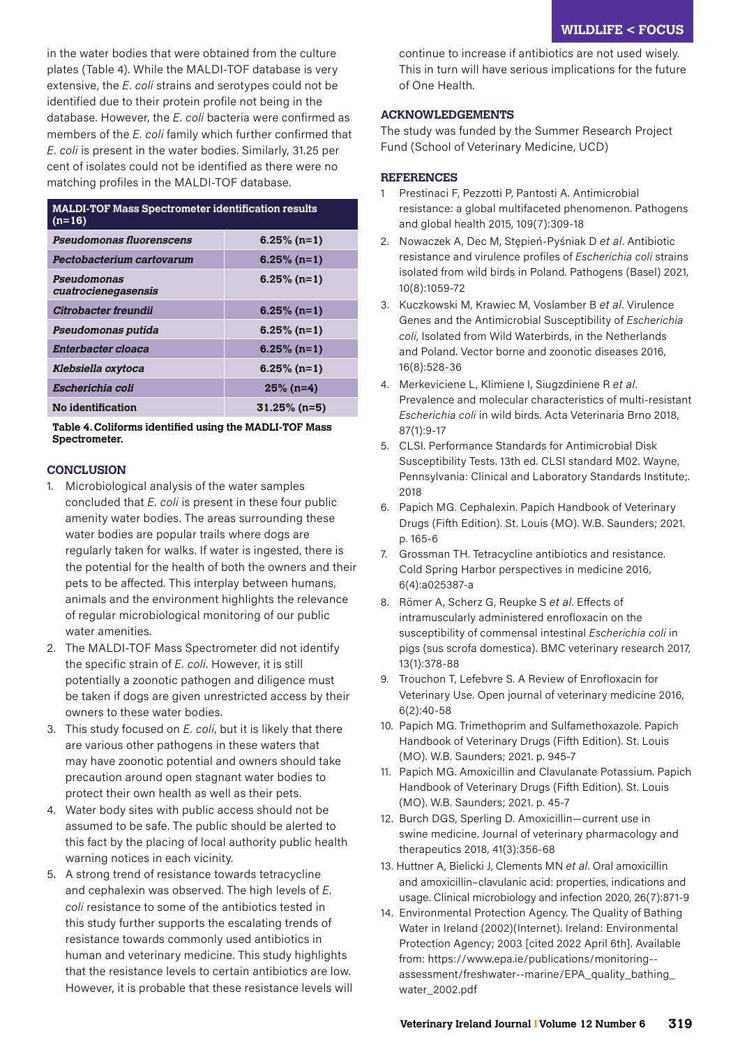in the water bodies that were obtained from the culture plates (Table 4). While the MALDI-TOF database is very extensive, the *E. coli* strains and serotypes could not be identified due to their protein profile not being in the database. However, the *E. coli* bacteria were confirmed as members of the *E. coli* family which further confirmed that *E. coli* is present in the water bodies. Similarly, 31.25 per cent of isolates could not be identified as there were no matching profiles in the MALDI-TOF database.

| MALDI-TOF Mass Spectrometer identification results (n=16) | |
|---|---|
| *Pseudomonas fluorenscens* | 6.25% (n=1) |
| *Pectobacterium cartovarum* | 6.25% (n=1) |
| *Pseudomonas cuatrocienegasensis* | 6.25% (n=1) |
| *Citrobacter freundii* | 6.25% (n=1) |
| *Pseudomonas putida* | 6.25% (n=1) |
| *Enterbacter cloaca* | 6.25% (n=1) |
| *Klebsiella oxytoca* | 6.25% (n=1) |
| *Escherichia coli* | 25% (n=4) |
| No identification | 31.25% (n=5) |

**Table 4. Coliforms identified using the MADLI-TOF Mass Spectrometer.**

## CONCLUSION

1. Microbiological analysis of the water samples concluded that *E. coli* is present in these four public amenity water bodies. The areas surrounding these water bodies are popular trails where dogs are regularly taken for walks. If water is ingested, there is the potential for the health of both the owners and their pets to be affected. This interplay between humans, animals and the environment highlights the relevance of regular microbiological monitoring of our public water amenities.
2. The MALDI-TOF Mass Spectrometer did not identify the specific strain of *E. coli*. However, it is still potentially a zoonotic pathogen and diligence must be taken if dogs are given unrestricted access by their owners to these water bodies.
3. This study focused on *E. coli*, but it is likely that there are various other pathogens in these waters that may have zoonotic potential and owners should take precaution around open stagnant water bodies to protect their own health as well as their pets.
4. Water body sites with public access should not be assumed to be safe. The public should be alerted to this fact by the placing of local authority public health warning notices in each vicinity.
5. A strong trend of resistance towards tetracycline and cephalexin was observed. The high levels of *E. coli* resistance to some of the antibiotics tested in this study further supports the escalating trends of resistance towards commonly used antibiotics in human and veterinary medicine. This study highlights that the resistance levels to certain antibiotics are low. However, it is probable that these resistance levels will continue to increase if antibiotics are not used wisely. This in turn will have serious implications for the future of One Health.

## ACKNOWLEDGEMENTS

The study was funded by the Summer Research Project Fund (School of Veterinary Medicine, UCD)

## REFERENCES

1. Prestinaci F, Pezzotti P, Pantosti A. Antimicrobial resistance: a global multifaceted phenomenon. Pathogens and global health 2015, 109(7):309-18
2. Nowaczek A, Dec M, Stępień-Pyśniak D *et al*. Antibiotic resistance and virulence profiles of *Escherichia coli* strains isolated from wild birds in Poland. Pathogens (Basel) 2021, 10(8):1059-72
3. Kuczkowski M, Krawiec M, Voslamber B *et al*. Virulence Genes and the Antimicrobial Susceptibility of *Escherichia coli*, Isolated from Wild Waterbirds, in the Netherlands and Poland. Vector borne and zoonotic diseases 2016, 16(8):528-36
4. Merkeviciene L, Klimiene I, Siugzdiniene R *et al*. Prevalence and molecular characteristics of multi-resistant *Escherichia coli* in wild birds. Acta Veterinaria Brno 2018, 87(1):9-17
5. CLSI. Performance Standards for Antimicrobial Disk Susceptibility Tests. 13th ed. CLSI standard M02. Wayne, Pennsylvania: Clinical and Laboratory Standards Institute;. 2018
6. Papich MG. Cephalexin. Papich Handbook of Veterinary Drugs (Fifth Edition). St. Louis (MO). W.B. Saunders; 2021. p. 165-6
7. Grossman TH. Tetracycline antibiotics and resistance. Cold Spring Harbor perspectives in medicine 2016, 6(4):a025387-a
8. Römer A, Scherz G, Reupke S *et al*. Effects of intramuscularly administered enrofloxacin on the susceptibility of commensal intestinal *Escherichia coli* in pigs (sus scrofa domestica). BMC veterinary research 2017, 13(1):378-88
9. Trouchon T, Lefebvre S. A Review of Enrofloxacin for Veterinary Use. Open journal of veterinary medicine 2016, 6(2):40-58
10. Papich MG. Trimethoprim and Sulfamethoxazole. Papich Handbook of Veterinary Drugs (Fifth Edition). St. Louis (MO). W.B. Saunders; 2021. p. 945-7
11. Papich MG. Amoxicillin and Clavulanate Potassium. Papich Handbook of Veterinary Drugs (Fifth Edition). St. Louis (MO). W.B. Saunders; 2021. p. 45-7
12. Burch DGS, Sperling D. Amoxicillin—current use in swine medicine. Journal of veterinary pharmacology and therapeutics 2018, 41(3):356-68
13. Huttner A, Bielicki J, Clements MN *et al*. Oral amoxicillin and amoxicillin–clavulanic acid: properties, indications and usage. Clinical microbiology and infection 2020, 26(7):871-9
14. Environmental Protection Agency. The Quality of Bathing Water in Ireland (2002)(Internet). Ireland: Environmental Protection Agency; 2003 [cited 2022 April 6th]. Available from: https://www.epa.ie/publications/monitoring--assessment/freshwater--marine/EPA_quality_bathing_water_2002.pdf